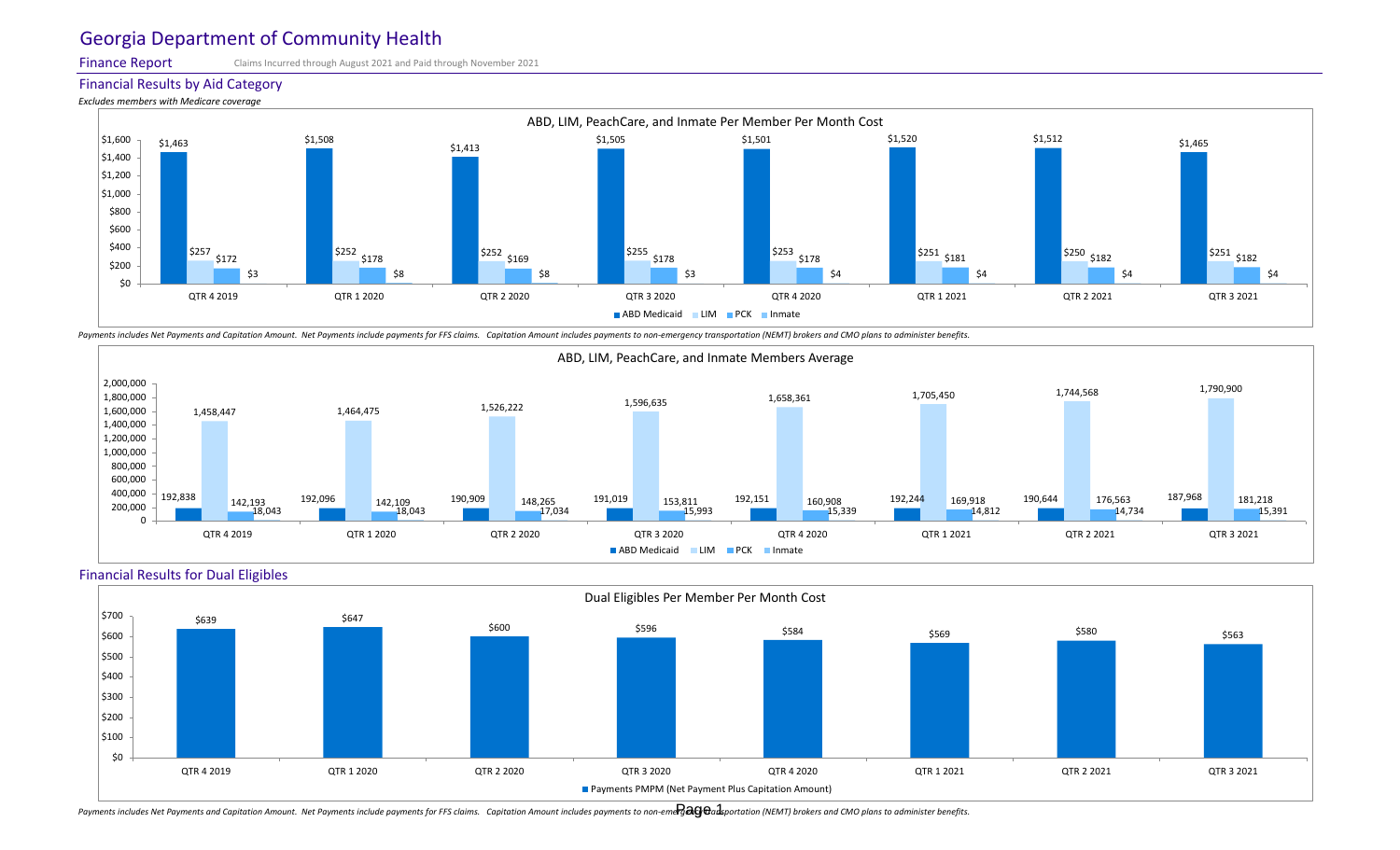# Georgia Department of Community Health

**Finance Report** Claims Incurred through August 2021 and Paid through November 2021

## Financial Results by Aid Category

*Excludes members with Medicare coverage*

### ABD, LIM, PeachCare, and Inmate Per Member Per Month Cost

| | QTR 4 2019 | QTR 1 2020 | QTR 2 2020 | QTR 3 2020 | QTR 4 2020 | QTR 1 2021 | QTR 2 2021 | QTR 3 2021 |
|---|---|---|---|---|---|---|---|---|
| ABD Medicaid | $1,463 | $1,508 | $1,413 | $1,505 | $1,501 | $1,520 | $1,512 | $1,465 |
| LIM | $257 | $252 | $252 | $255 | $253 | $251 | $250 | $251 |
| PCK | $172 | $178 | $169 | $178 | $178 | $181 | $182 | $182 |
| Inmate | $3 | $8 | $8 | $3 | $4 | $4 | $4 | $4 |

*Payments includes Net Payments and Capitation Amount. Net Payments include payments for FFS claims. Capitation Amount includes payments to non-emergency transportation (NEMT) brokers and CMO plans to administer benefits.*

### ABD, LIM, PeachCare, and Inmate Members Average

| | QTR 4 2019 | QTR 1 2020 | QTR 2 2020 | QTR 3 2020 | QTR 4 2020 | QTR 1 2021 | QTR 2 2021 | QTR 3 2021 |
|---|---|---|---|---|---|---|---|---|
| ABD Medicaid | 192,838 | 192,096 | 190,909 | 191,019 | 192,151 | 192,244 | 190,644 | 187,968 |
| LIM | 1,458,447 | 1,464,475 | 1,526,222 | 1,596,635 | 1,658,361 | 1,705,450 | 1,744,568 | 1,790,900 |
| PCK | 142,193 | 142,109 | 148,265 | 153,811 | 160,908 | 169,918 | 176,563 | 181,218 |
| Inmate | 18,043 | 18,043 | 17,034 | 15,993 | 15,339 | 14,812 | 14,734 | 15,391 |

## Financial Results for Dual Eligibles

### Dual Eligibles Per Member Per Month Cost

| | QTR 4 2019 | QTR 1 2020 | QTR 2 2020 | QTR 3 2020 | QTR 4 2020 | QTR 1 2021 | QTR 2 2021 | QTR 3 2021 |
|---|---|---|---|---|---|---|---|---|
| Payments PMPM (Net Payment Plus Capitation Amount) | $639 | $647 | $600 | $596 | $584 | $569 | $580 | $563 |

*Payments includes Net Payments and Capitation Amount. Net Payments include payments for FFS claims. Capitation Amount includes payments to non-emergency transportation (NEMT) brokers and CMO plans to administer benefits.*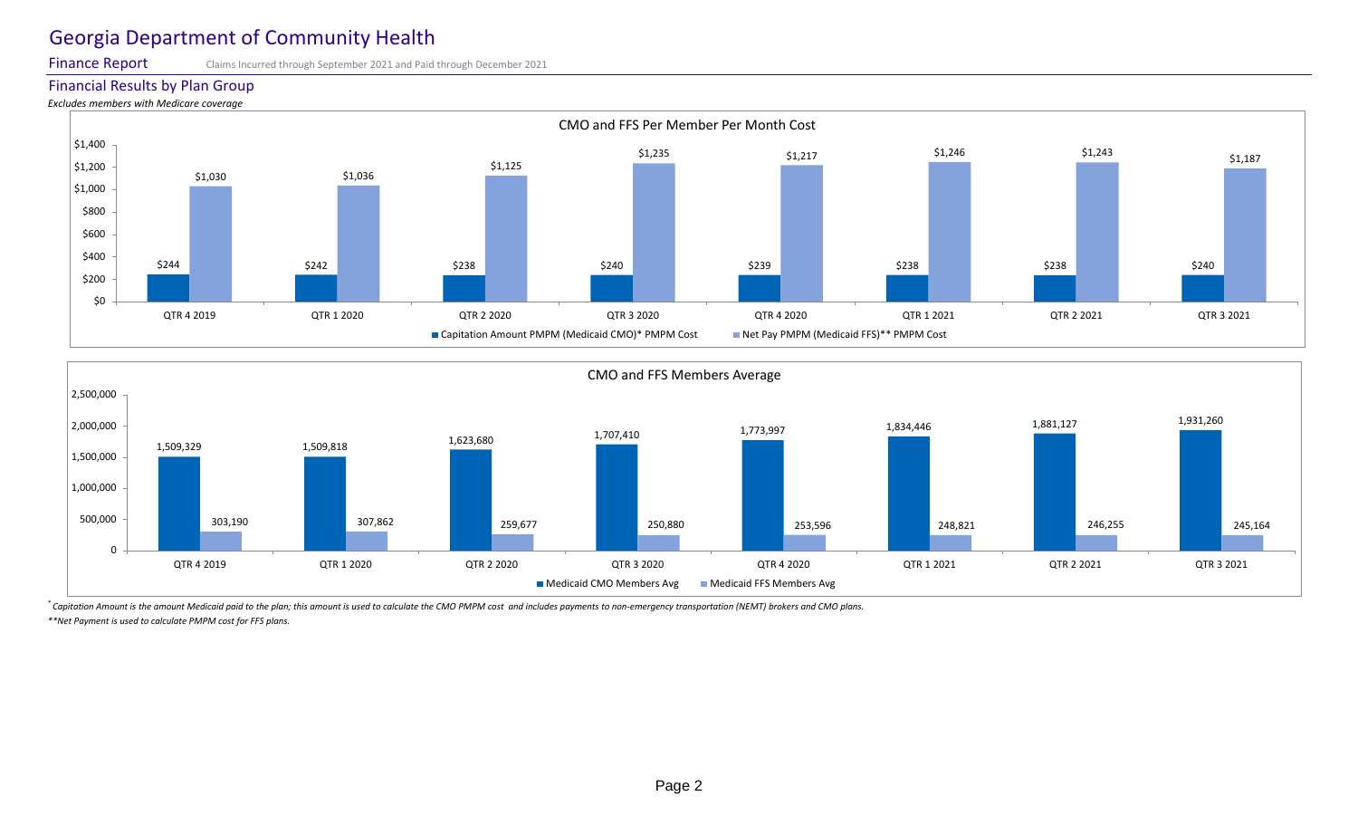# Georgia Department of Community Health

**Finance Report** Claims Incurred through September 2021 and Paid through December 2021

## Financial Results by Plan Group

*Excludes members with Medicare coverage*

### CMO and FFS Per Member Per Month Cost

| | QTR 4 2019 | QTR 1 2020 | QTR 2 2020 | QTR 3 2020 | QTR 4 2020 | QTR 1 2021 | QTR 2 2021 | QTR 3 2021 |
|---|---|---|---|---|---|---|---|---|
| Capitation Amount PMPM (Medicaid CMO)* PMPM Cost | $244 | $242 | $238 | $240 | $239 | $238 | $238 | $240 |
| Net Pay PMPM (Medicaid FFS)** PMPM Cost | $1,030 | $1,036 | $1,125 | $1,235 | $1,217 | $1,246 | $1,243 | $1,187 |

### CMO and FFS Members Average

| | QTR 4 2019 | QTR 1 2020 | QTR 2 2020 | QTR 3 2020 | QTR 4 2020 | QTR 1 2021 | QTR 2 2021 | QTR 3 2021 |
|---|---|---|---|---|---|---|---|---|
| Medicaid CMO Members Avg | 1,509,329 | 1,509,818 | 1,623,680 | 1,707,410 | 1,773,997 | 1,834,446 | 1,881,127 | 1,931,260 |
| Medicaid FFS Members Avg | 303,190 | 307,862 | 259,677 | 250,880 | 253,596 | 248,821 | 246,255 | 245,164 |

*\* Capitation Amount is the amount Medicaid paid to the plan; this amount is used to calculate the CMO PMPM cost and includes payments to non-emergency transportation (NEMT) brokers and CMO plans.*

*\*\*Net Payment is used to calculate PMPM cost for FFS plans.*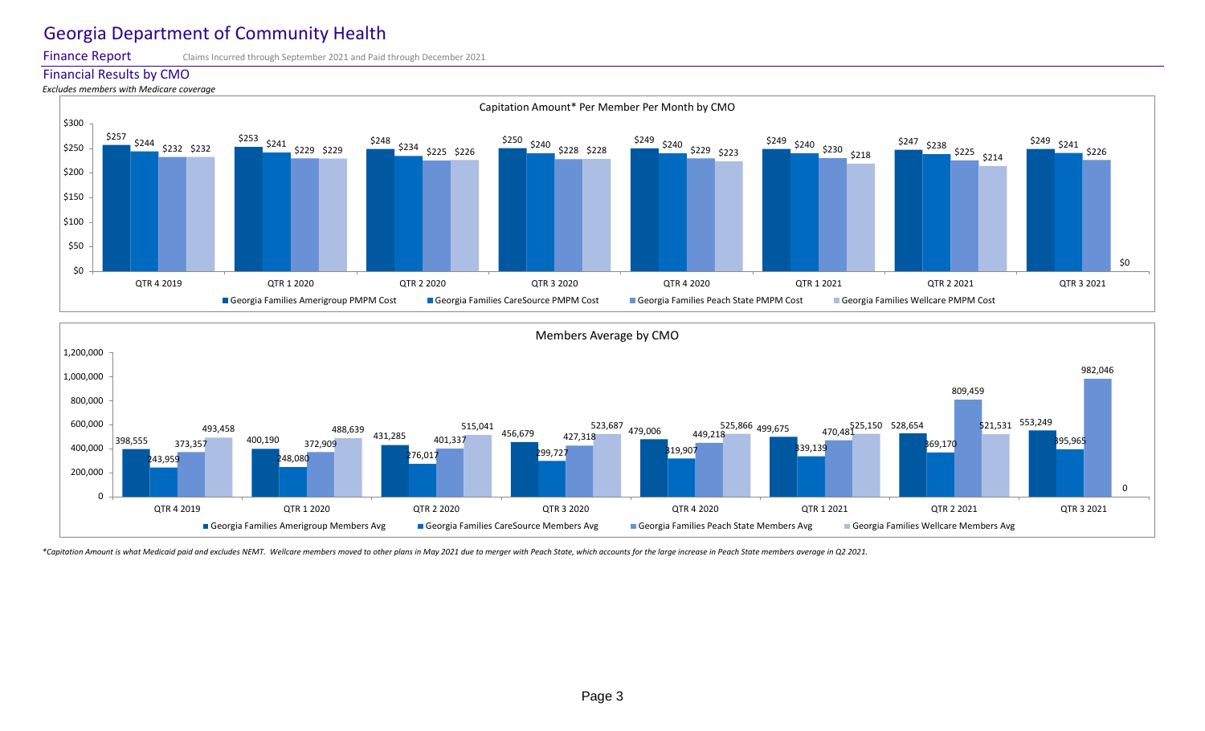# Georgia Department of Community Health

## Finance Report

Claims Incurred through September 2021 and Paid through December 2021

### Financial Results by CMO

*Excludes members with Medicare coverage*

**Capitation Amount* Per Member Per Month by CMO**

| Quarter | Georgia Families Amerigroup PMPM Cost | Georgia Families CareSource PMPM Cost | Georgia Families Peach State PMPM Cost | Georgia Families Wellcare PMPM Cost |
|---|---|---|---|---|
| QTR 4 2019 | $257 | $244 | $232 | $232 |
| QTR 1 2020 | $253 | $241 | $229 | $229 |
| QTR 2 2020 | $248 | $234 | $225 | $226 |
| QTR 3 2020 | $250 | $240 | $228 | $228 |
| QTR 4 2020 | $249 | $240 | $229 | $223 |
| QTR 1 2021 | $249 | $240 | $230 | $218 |
| QTR 2 2021 | $247 | $238 | $225 | $214 |
| QTR 3 2021 | $249 | $241 | $226 | $0 |

**Members Average by CMO**

| Quarter | Georgia Families Amerigroup Members Avg | Georgia Families CareSource Members Avg | Georgia Families Peach State Members Avg | Georgia Families Wellcare Members Avg |
|---|---|---|---|---|
| QTR 4 2019 | 398,555 | 243,959 | 373,357 | 493,458 |
| QTR 1 2020 | 400,190 | 248,080 | 372,909 | 488,639 |
| QTR 2 2020 | 431,285 | 276,017 | 401,337 | 515,041 |
| QTR 3 2020 | 456,679 | 299,727 | 427,318 | 523,687 |
| QTR 4 2020 | 479,006 | 319,907 | 449,218 | 525,866 |
| QTR 1 2021 | 499,675 | 339,139 | 470,481 | 525,150 |
| QTR 2 2021 | 528,654 | 369,170 | 809,459 | 521,531 |
| QTR 3 2021 | 553,249 | 395,965 | 982,046 | 0 |

*\*Capitation Amount is what Medicaid paid and excludes NEMT. Wellcare members moved to other plans in May 2021 due to merger with Peach State, which accounts for the large increase in Peach State members average in Q2 2021.*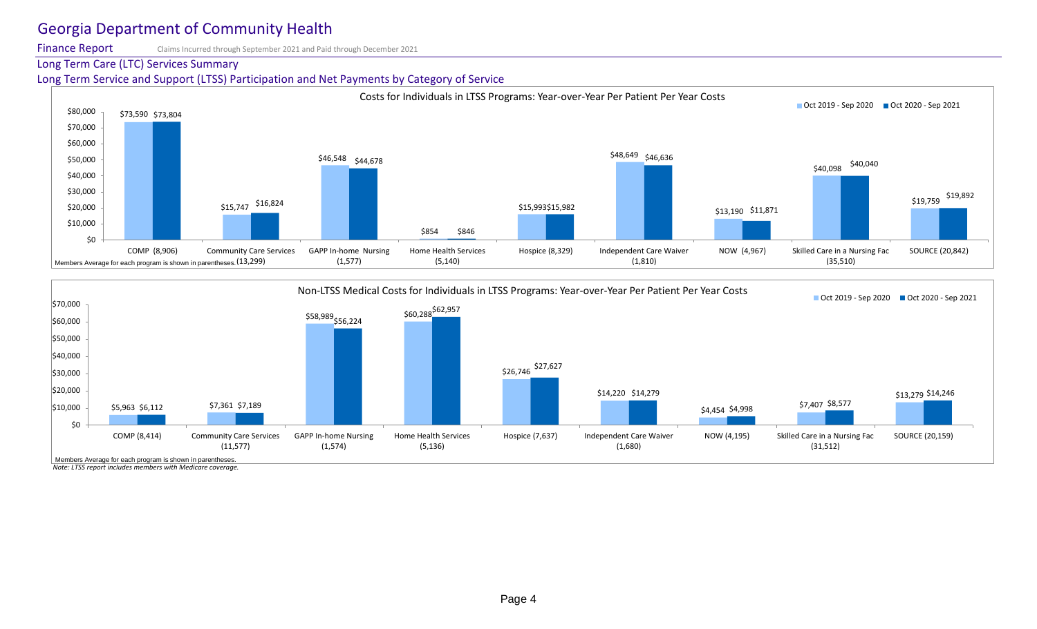# Georgia Department of Community Health

**Finance Report** Claims Incurred through September 2021 and Paid through December 2021

## Long Term Care (LTC) Services Summary

### Long Term Service and Support (LTSS) Participation and Net Payments by Category of Service

**Costs for Individuals in LTSS Programs: Year-over-Year Per Patient Per Year Costs**

| Program | Oct 2019 - Sep 2020 | Oct 2020 - Sep 2021 |
|---|---|---|
| COMP (8,906) | $73,590 | $73,804 |
| Community Care Services (13,299) | $15,747 | $16,824 |
| GAPP In-home Nursing (1,577) | $46,548 | $44,678 |
| Home Health Services (5,140) | $854 | $846 |
| Hospice (8,329) | $15,993 | $15,982 |
| Independent Care Waiver (1,810) | $48,649 | $46,636 |
| NOW (4,967) | $13,190 | $11,871 |
| Skilled Care in a Nursing Fac (35,510) | $40,098 | $40,040 |
| SOURCE (20,842) | $19,759 | $19,892 |

Members Average for each program is shown in parentheses.

**Non-LTSS Medical Costs for Individuals in LTSS Programs: Year-over-Year Per Patient Per Year Costs**

| Program | Oct 2019 - Sep 2020 | Oct 2020 - Sep 2021 |
|---|---|---|
| COMP (8,414) | $5,963 | $6,112 |
| Community Care Services (11,577) | $7,361 | $7,189 |
| GAPP In-home Nursing (1,574) | $58,989 | $56,224 |
| Home Health Services (5,136) | $60,288 | $62,957 |
| Hospice (7,637) | $26,746 | $27,627 |
| Independent Care Waiver (1,680) | $14,220 | $14,279 |
| NOW (4,195) | $4,454 | $4,998 |
| Skilled Care in a Nursing Fac (31,512) | $7,407 | $8,577 |
| SOURCE (20,159) | $13,279 | $14,246 |

Members Average for each program is shown in parentheses.

*Note: LTSS report includes members with Medicare coverage.*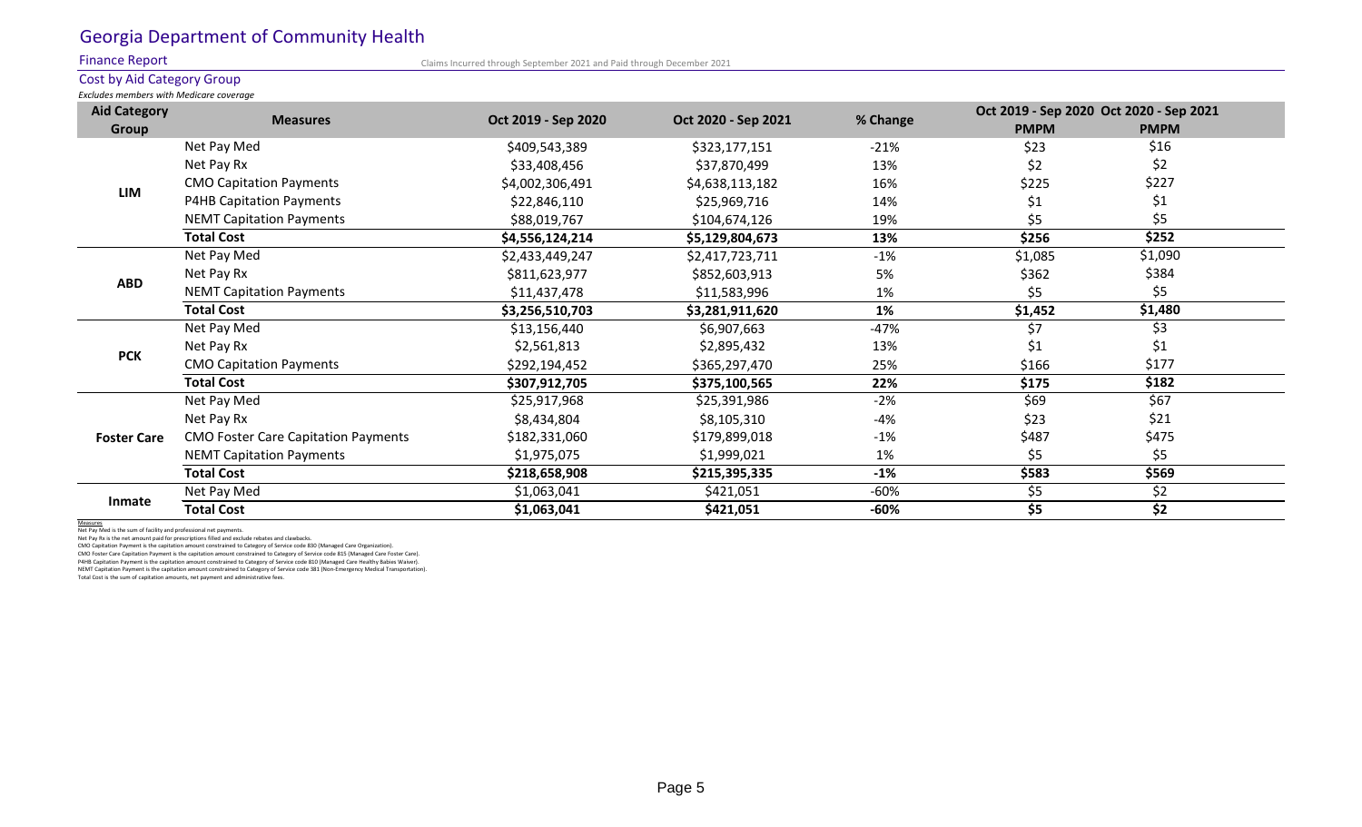# Georgia Department of Community Health

Finance Report

Claims Incurred through September 2021 and Paid through December 2021

## Cost by Aid Category Group

*Excludes members with Medicare coverage*

| Aid Category Group | Measures | Oct 2019 - Sep 2020 | Oct 2020 - Sep 2021 | % Change | Oct 2019 - Sep 2020 PMPM | Oct 2020 - Sep 2021 PMPM |
|---|---|---|---|---|---|---|
| LIM | Net Pay Med | $409,543,389 | $323,177,151 | -21% | $23 | $16 |
| | Net Pay Rx | $33,408,456 | $37,870,499 | 13% | $2 | $2 |
| | CMO Capitation Payments | $4,002,306,491 | $4,638,113,182 | 16% | $225 | $227 |
| | P4HB Capitation Payments | $22,846,110 | $25,969,716 | 14% | $1 | $1 |
| | NEMT Capitation Payments | $88,019,767 | $104,674,126 | 19% | $5 | $5 |
| | **Total Cost** | **$4,556,124,214** | **$5,129,804,673** | **13%** | **$256** | **$252** |
| ABD | Net Pay Med | $2,433,449,247 | $2,417,723,711 | -1% | $1,085 | $1,090 |
| | Net Pay Rx | $811,623,977 | $852,603,913 | 5% | $362 | $384 |
| | NEMT Capitation Payments | $11,437,478 | $11,583,996 | 1% | $5 | $5 |
| | **Total Cost** | **$3,256,510,703** | **$3,281,911,620** | **1%** | **$1,452** | **$1,480** |
| PCK | Net Pay Med | $13,156,440 | $6,907,663 | -47% | $7 | $3 |
| | Net Pay Rx | $2,561,813 | $2,895,432 | 13% | $1 | $1 |
| | CMO Capitation Payments | $292,194,452 | $365,297,470 | 25% | $166 | $177 |
| | **Total Cost** | **$307,912,705** | **$375,100,565** | **22%** | **$175** | **$182** |
| Foster Care | Net Pay Med | $25,917,968 | $25,391,986 | -2% | $69 | $67 |
| | Net Pay Rx | $8,434,804 | $8,105,310 | -4% | $23 | $21 |
| | CMO Foster Care Capitation Payments | $182,331,060 | $179,899,018 | -1% | $487 | $475 |
| | NEMT Capitation Payments | $1,975,075 | $1,999,021 | 1% | $5 | $5 |
| | **Total Cost** | **$218,658,908** | **$215,395,335** | **-1%** | **$583** | **$569** |
| Inmate | Net Pay Med | $1,063,041 | $421,051 | -60% | $5 | $2 |
| | **Total Cost** | **$1,063,041** | **$421,051** | **-60%** | **$5** | **$2** |

Measures

Net Pay Med is the sum of facility and professional net payments.

Net Pay Rx is the net amount paid for prescriptions filled and exclude rebates and clawbacks.

CMO Capitation Payment is the capitation amount constrained to Category of Service code 830 (Managed Care Organization).

CMO Foster Care Capitation Payment is the capitation amount constrained to Category of Service code 815 (Managed Care Foster Care).

P4HB Capitation Payment is the capitation amount constrained to Category of Service code 810 (Managed Care Healthy Babies Waiver).

NEMT Capitation Payment is the capitation amount constrained to Category of Service code 381 (Non-Emergency Medical Transportation).

Total Cost is the sum of capitation amounts, net payment and administrative fees.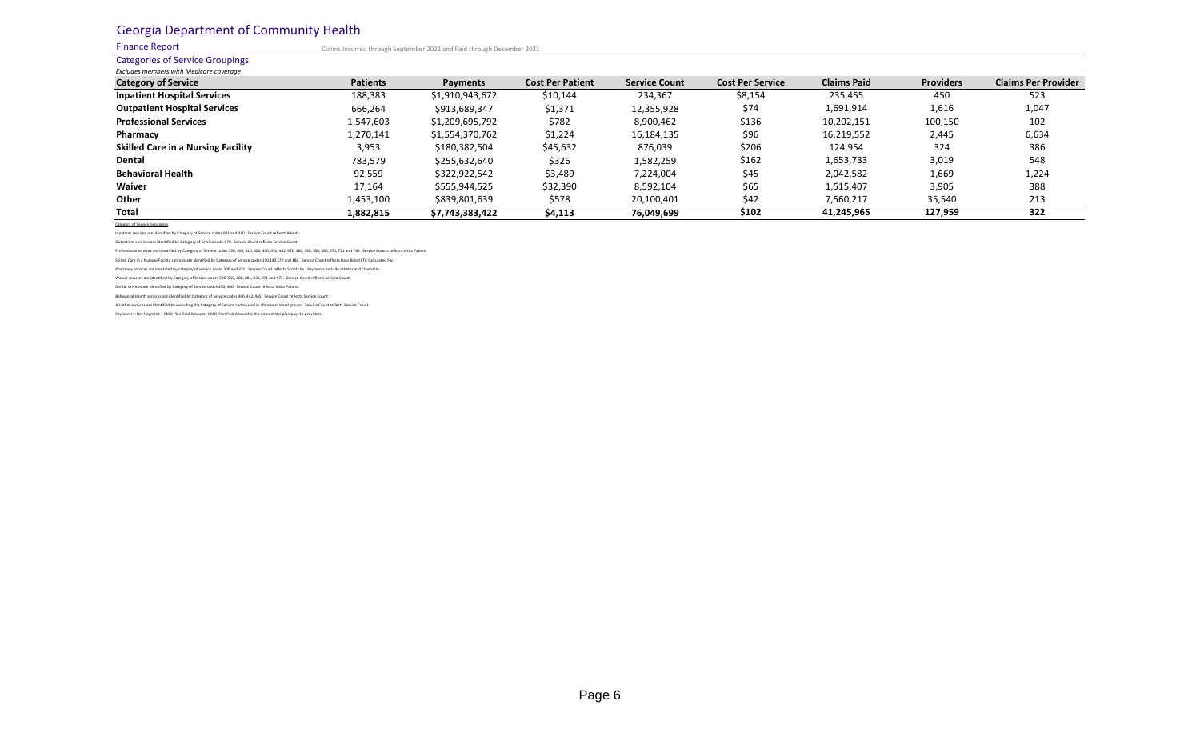# Georgia Department of Community Health

Finance Report

Claims Incurred through September 2021 and Paid through December 2021

## Categories of Service Groupings

*Excludes members with Medicare coverage*

| Category of Service | Patients | Payments | Cost Per Patient | Service Count | Cost Per Service | Claims Paid | Providers | Claims Per Provider |
|---|---|---|---|---|---|---|---|---|
| **Inpatient Hospital Services** | 188,383 | $1,910,943,672 | $10,144 | 234,367 | $8,154 | 235,455 | 450 | 523 |
| **Outpatient Hospital Services** | 666,264 | $913,689,347 | $1,371 | 12,355,928 | $74 | 1,691,914 | 1,616 | 1,047 |
| **Professional Services** | 1,547,603 | $1,209,695,792 | $782 | 8,900,462 | $136 | 10,202,151 | 100,150 | 102 |
| **Pharmacy** | 1,270,141 | $1,554,370,762 | $1,224 | 16,184,135 | $96 | 16,219,552 | 2,445 | 6,634 |
| **Skilled Care in a Nursing Facility** | 3,953 | $180,382,504 | $45,632 | 876,039 | $206 | 124,954 | 324 | 386 |
| **Dental** | 783,579 | $255,632,640 | $326 | 1,582,259 | $162 | 1,653,733 | 3,019 | 548 |
| **Behavioral Health** | 92,559 | $322,922,542 | $3,489 | 7,224,004 | $45 | 2,042,582 | 1,669 | 1,224 |
| **Waiver** | 17,164 | $555,944,525 | $32,390 | 8,592,104 | $65 | 1,515,407 | 3,905 | 388 |
| **Other** | 1,453,100 | $839,801,639 | $578 | 20,100,401 | $42 | 7,560,217 | 35,540 | 213 |
| **Total** | **1,882,815** | **$7,743,383,422** | **$4,113** | **76,049,699** | **$102** | **41,245,965** | **127,959** | **322** |

Category of Service Groupings

Inpatient services are identified by Category of Service codes 001 and 010. Service Count reflects Admits.

Outpatient services are identified by Category of Service code 070. Service Count reflects Service Count.

Professional services are identified by Category of Service codes 330, 400, 410, 420, 430, 431, 432, 470, 480, 490, 550, 560, 570, 721 and 740. Service Counts reflects Visits Patient

Skilled Care in a Nursing Facility services are identified by Category of Service codes 110,140,170 and 180. Service Count reflects Days Billed LTC Calculated Fac.

Pharmacy services are identified by category of service codes 300 and 321. Service Count reflects Scripts Rx. Payments exclude rebates and clawbacks.

Waiver services are identified by Category of Service codes 590, 660, 680, 681, 930, 971 and 972. Service Count reflects Service Count.

Dental services are identified by Category of Service codes 450, 460. Service Count reflects Visits Patient.

Behavioral Health services are identified by Category of Service codes 440, 442, 445. Service Count reflects Service Count.

All other services are identified by excluding the Category of Service codes used in aforementioned groups. Service Count reflects Service Count.

Payments = Net Payment + CMO Plan Paid Amount. CMO Plan Paid Amount is the amount the plan pays to providers.